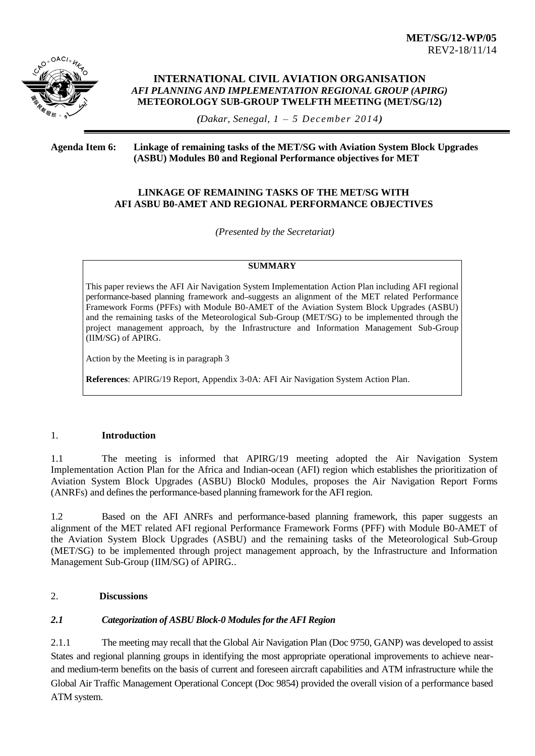**MET/SG/12-WP/05**
REV2-18/11/14

**INTERNATIONAL CIVIL AVIATION ORGANISATION**
*AFI PLANNING AND IMPLEMENTATION REGIONAL GROUP (APIRG)*
**METEOROLOGY SUB-GROUP TWELFTH MEETING (MET/SG/12)**

*(Dakar, Senegal, 1 – 5 December 2014)*

**Agenda Item 6: Linkage of remaining tasks of the MET/SG with Aviation System Block Upgrades (ASBU) Modules B0 and Regional Performance objectives for MET**

**LINKAGE OF REMAINING TASKS OF THE MET/SG WITH AFI ASBU B0-AMET AND REGIONAL PERFORMANCE OBJECTIVES**

*(Presented by the Secretariat)*

**SUMMARY**

This paper reviews the AFI Air Navigation System Implementation Action Plan including AFI regional performance-based planning framework and suggests an alignment of the MET related Performance Framework Forms (PFFs) with Module B0-AMET of the Aviation System Block Upgrades (ASBU) and the remaining tasks of the Meteorological Sub-Group (MET/SG) to be implemented through the project management approach, by the Infrastructure and Information Management Sub-Group (IIM/SG) of APIRG.

Action by the Meeting is in paragraph 3

**References**: APIRG/19 Report, Appendix 3-0A: AFI Air Navigation System Action Plan.

## 1. Introduction

1.1 The meeting is informed that APIRG/19 meeting adopted the Air Navigation System Implementation Action Plan for the Africa and Indian-ocean (AFI) region which establishes the prioritization of Aviation System Block Upgrades (ASBU) Block0 Modules, proposes the Air Navigation Report Forms (ANRFs) and defines the performance-based planning framework for the AFI region.

1.2 Based on the AFI ANRFs and performance-based planning framework, this paper suggests an alignment of the MET related AFI regional Performance Framework Forms (PFF) with Module B0-AMET of the Aviation System Block Upgrades (ASBU) and the remaining tasks of the Meteorological Sub-Group (MET/SG) to be implemented through project management approach, by the Infrastructure and Information Management Sub-Group (IIM/SG) of APIRG..

## 2. Discussions

### *2.1 Categorization of ASBU Block-0 Modules for the AFI Region*

2.1.1 The meeting may recall that the Global Air Navigation Plan (Doc 9750, GANP) was developed to assist States and regional planning groups in identifying the most appropriate operational improvements to achieve near- and medium-term benefits on the basis of current and foreseen aircraft capabilities and ATM infrastructure while the Global Air Traffic Management Operational Concept (Doc 9854) provided the overall vision of a performance based ATM system.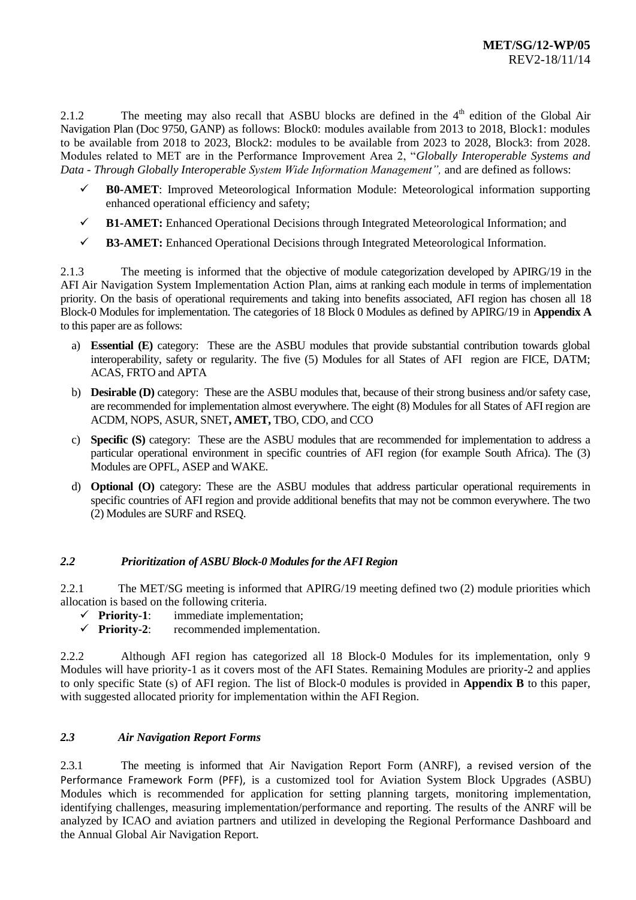2.1.2 The meeting may also recall that ASBU blocks are defined in the 4th edition of the Global Air Navigation Plan (Doc 9750, GANP) as follows: Block0: modules available from 2013 to 2018, Block1: modules to be available from 2018 to 2023, Block2: modules to be available from 2023 to 2028, Block3: from 2028. Modules related to MET are in the Performance Improvement Area 2, "*Globally Interoperable Systems and Data - Through Globally Interoperable System Wide Information Management",* and are defined as follows:

- ✓ **B0-AMET**: Improved Meteorological Information Module: Meteorological information supporting enhanced operational efficiency and safety;
- ✓ **B1-AMET:** Enhanced Operational Decisions through Integrated Meteorological Information; and
- ✓ **B3-AMET:** Enhanced Operational Decisions through Integrated Meteorological Information.

2.1.3 The meeting is informed that the objective of module categorization developed by APIRG/19 in the AFI Air Navigation System Implementation Action Plan, aims at ranking each module in terms of implementation priority. On the basis of operational requirements and taking into benefits associated, AFI region has chosen all 18 Block-0 Modules for implementation. The categories of 18 Block 0 Modules as defined by APIRG/19 in **Appendix A** to this paper are as follows:

a) **Essential (E)** category: These are the ASBU modules that provide substantial contribution towards global interoperability, safety or regularity. The five (5) Modules for all States of AFI region are FICE, DATM; ACAS, FRTO and APTA

b) **Desirable (D)** category: These are the ASBU modules that, because of their strong business and/or safety case, are recommended for implementation almost everywhere. The eight (8) Modules for all States of AFI region are ACDM, NOPS, ASUR, SNET**, AMET,** TBO, CDO, and CCO

c) **Specific (S)** category: These are the ASBU modules that are recommended for implementation to address a particular operational environment in specific countries of AFI region (for example South Africa). The (3) Modules are OPFL, ASEP and WAKE.

d) **Optional (O)** category: These are the ASBU modules that address particular operational requirements in specific countries of AFI region and provide additional benefits that may not be common everywhere. The two (2) Modules are SURF and RSEQ.

### *2.2 Prioritization of ASBU Block-0 Modules for the AFI Region*

2.2.1 The MET/SG meeting is informed that APIRG/19 meeting defined two (2) module priorities which allocation is based on the following criteria.

- ✓ **Priority-1**: immediate implementation;
- ✓ **Priority-2**: recommended implementation.

2.2.2 Although AFI region has categorized all 18 Block-0 Modules for its implementation, only 9 Modules will have priority-1 as it covers most of the AFI States. Remaining Modules are priority-2 and applies to only specific State (s) of AFI region. The list of Block-0 modules is provided in **Appendix B** to this paper, with suggested allocated priority for implementation within the AFI Region.

### *2.3 Air Navigation Report Forms*

2.3.1 The meeting is informed that Air Navigation Report Form (ANRF), a revised version of the Performance Framework Form (PFF), is a customized tool for Aviation System Block Upgrades (ASBU) Modules which is recommended for application for setting planning targets, monitoring implementation, identifying challenges, measuring implementation/performance and reporting. The results of the ANRF will be analyzed by ICAO and aviation partners and utilized in developing the Regional Performance Dashboard and the Annual Global Air Navigation Report.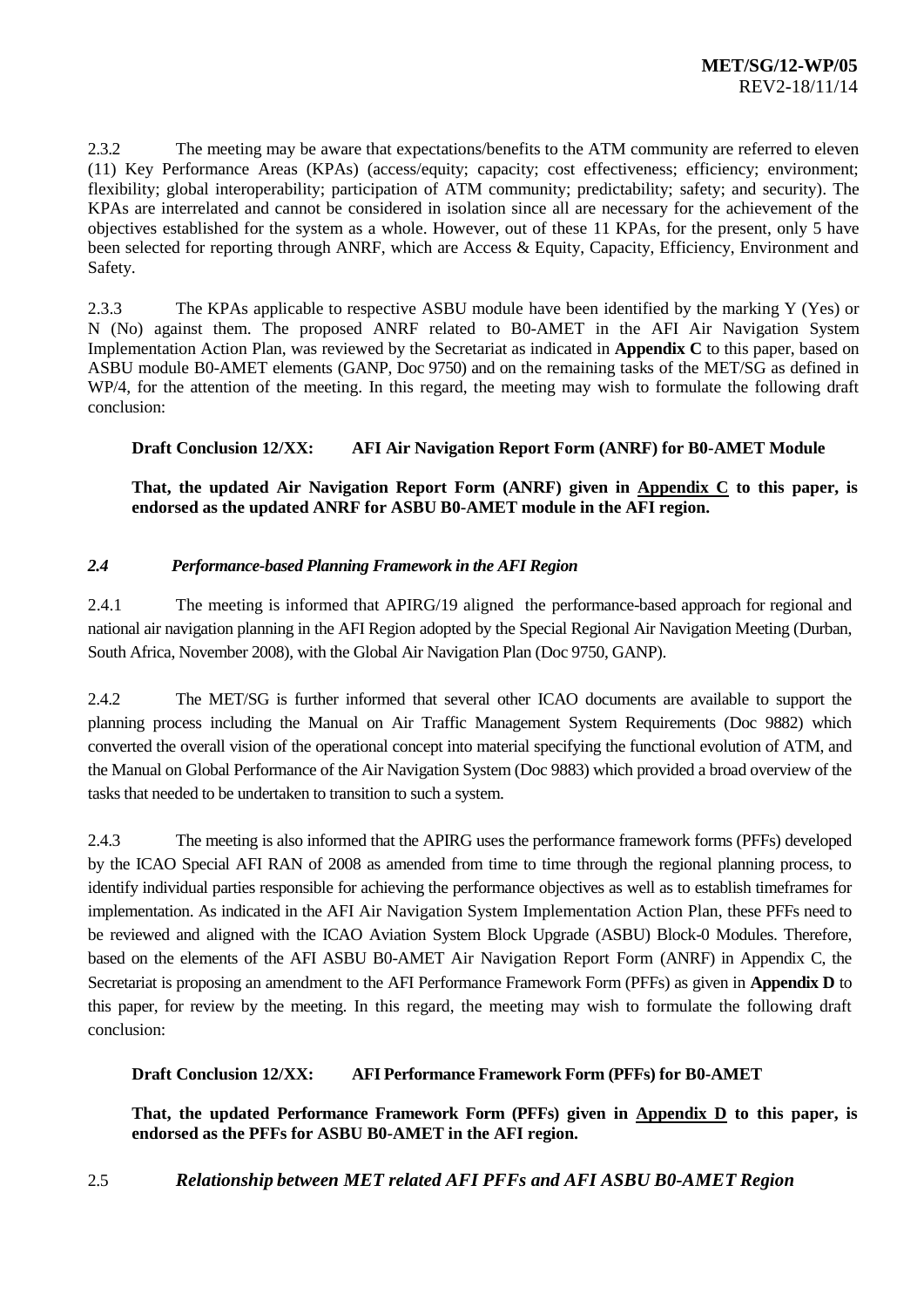2.3.2 The meeting may be aware that expectations/benefits to the ATM community are referred to eleven (11) Key Performance Areas (KPAs) (access/equity; capacity; cost effectiveness; efficiency; environment; flexibility; global interoperability; participation of ATM community; predictability; safety; and security). The KPAs are interrelated and cannot be considered in isolation since all are necessary for the achievement of the objectives established for the system as a whole. However, out of these 11 KPAs, for the present, only 5 have been selected for reporting through ANRF, which are Access & Equity, Capacity, Efficiency, Environment and Safety.

2.3.3 The KPAs applicable to respective ASBU module have been identified by the marking Y (Yes) or N (No) against them. The proposed ANRF related to B0-AMET in the AFI Air Navigation System Implementation Action Plan, was reviewed by the Secretariat as indicated in **Appendix C** to this paper, based on ASBU module B0-AMET elements (GANP, Doc 9750) and on the remaining tasks of the MET/SG as defined in WP/4, for the attention of the meeting. In this regard, the meeting may wish to formulate the following draft conclusion:

**Draft Conclusion 12/XX: AFI Air Navigation Report Form (ANRF) for B0-AMET Module**

**That, the updated Air Navigation Report Form (ANRF) given in <u>Appendix C</u> to this paper, is endorsed as the updated ANRF for ASBU B0-AMET module in the AFI region.**

### *2.4 Performance-based Planning Framework in the AFI Region*

2.4.1 The meeting is informed that APIRG/19 aligned the performance-based approach for regional and national air navigation planning in the AFI Region adopted by the Special Regional Air Navigation Meeting (Durban, South Africa, November 2008), with the Global Air Navigation Plan (Doc 9750, GANP).

2.4.2 The MET/SG is further informed that several other ICAO documents are available to support the planning process including the Manual on Air Traffic Management System Requirements (Doc 9882) which converted the overall vision of the operational concept into material specifying the functional evolution of ATM, and the Manual on Global Performance of the Air Navigation System (Doc 9883) which provided a broad overview of the tasks that needed to be undertaken to transition to such a system.

2.4.3 The meeting is also informed that the APIRG uses the performance framework forms (PFFs) developed by the ICAO Special AFI RAN of 2008 as amended from time to time through the regional planning process, to identify individual parties responsible for achieving the performance objectives as well as to establish timeframes for implementation. As indicated in the AFI Air Navigation System Implementation Action Plan, these PFFs need to be reviewed and aligned with the ICAO Aviation System Block Upgrade (ASBU) Block-0 Modules. Therefore, based on the elements of the AFI ASBU B0-AMET Air Navigation Report Form (ANRF) in Appendix C, the Secretariat is proposing an amendment to the AFI Performance Framework Form (PFFs) as given in **Appendix D** to this paper, for review by the meeting. In this regard, the meeting may wish to formulate the following draft conclusion:

**Draft Conclusion 12/XX: AFI Performance Framework Form (PFFs) for B0-AMET**

**That, the updated Performance Framework Form (PFFs) given in <u>Appendix D</u> to this paper, is endorsed as the PFFs for ASBU B0-AMET in the AFI region.**

### 2.5 *Relationship between MET related AFI PFFs and AFI ASBU B0-AMET Region*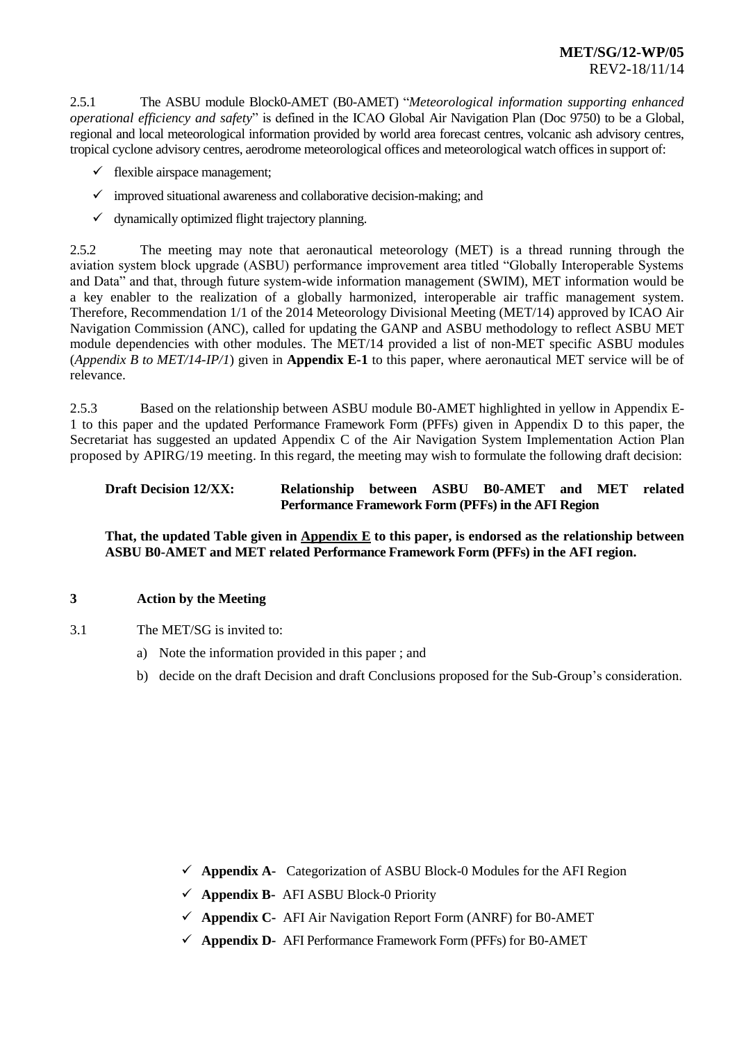2.5.1 The ASBU module Block0-AMET (B0-AMET) "*Meteorological information supporting enhanced operational efficiency and safety*" is defined in the ICAO Global Air Navigation Plan (Doc 9750) to be a Global, regional and local meteorological information provided by world area forecast centres, volcanic ash advisory centres, tropical cyclone advisory centres, aerodrome meteorological offices and meteorological watch offices in support of:

- ✓ flexible airspace management;
- ✓ improved situational awareness and collaborative decision-making; and
- ✓ dynamically optimized flight trajectory planning.

2.5.2 The meeting may note that aeronautical meteorology (MET) is a thread running through the aviation system block upgrade (ASBU) performance improvement area titled "Globally Interoperable Systems and Data" and that, through future system-wide information management (SWIM), MET information would be a key enabler to the realization of a globally harmonized, interoperable air traffic management system. Therefore, Recommendation 1/1 of the 2014 Meteorology Divisional Meeting (MET/14) approved by ICAO Air Navigation Commission (ANC), called for updating the GANP and ASBU methodology to reflect ASBU MET module dependencies with other modules. The MET/14 provided a list of non-MET specific ASBU modules (*Appendix B to MET/14-IP/1*) given in **Appendix E-1** to this paper, where aeronautical MET service will be of relevance.

2.5.3 Based on the relationship between ASBU module B0-AMET highlighted in yellow in Appendix E-1 to this paper and the updated Performance Framework Form (PFFs) given in Appendix D to this paper, the Secretariat has suggested an updated Appendix C of the Air Navigation System Implementation Action Plan proposed by APIRG/19 meeting. In this regard, the meeting may wish to formulate the following draft decision:

**Draft Decision 12/XX: Relationship between ASBU B0-AMET and MET related Performance Framework Form (PFFs) in the AFI Region**

**That, the updated Table given in Appendix E to this paper, is endorsed as the relationship between ASBU B0-AMET and MET related Performance Framework Form (PFFs) in the AFI region.**

## 3 Action by the Meeting

3.1 The MET/SG is invited to:

a) Note the information provided in this paper ; and

b) decide on the draft Decision and draft Conclusions proposed for the Sub-Group's consideration.

- ✓ **Appendix A-** Categorization of ASBU Block-0 Modules for the AFI Region
- ✓ **Appendix B-** AFI ASBU Block-0 Priority
- ✓ **Appendix C-** AFI Air Navigation Report Form (ANRF) for B0-AMET
- ✓ **Appendix D-** AFI Performance Framework Form (PFFs) for B0-AMET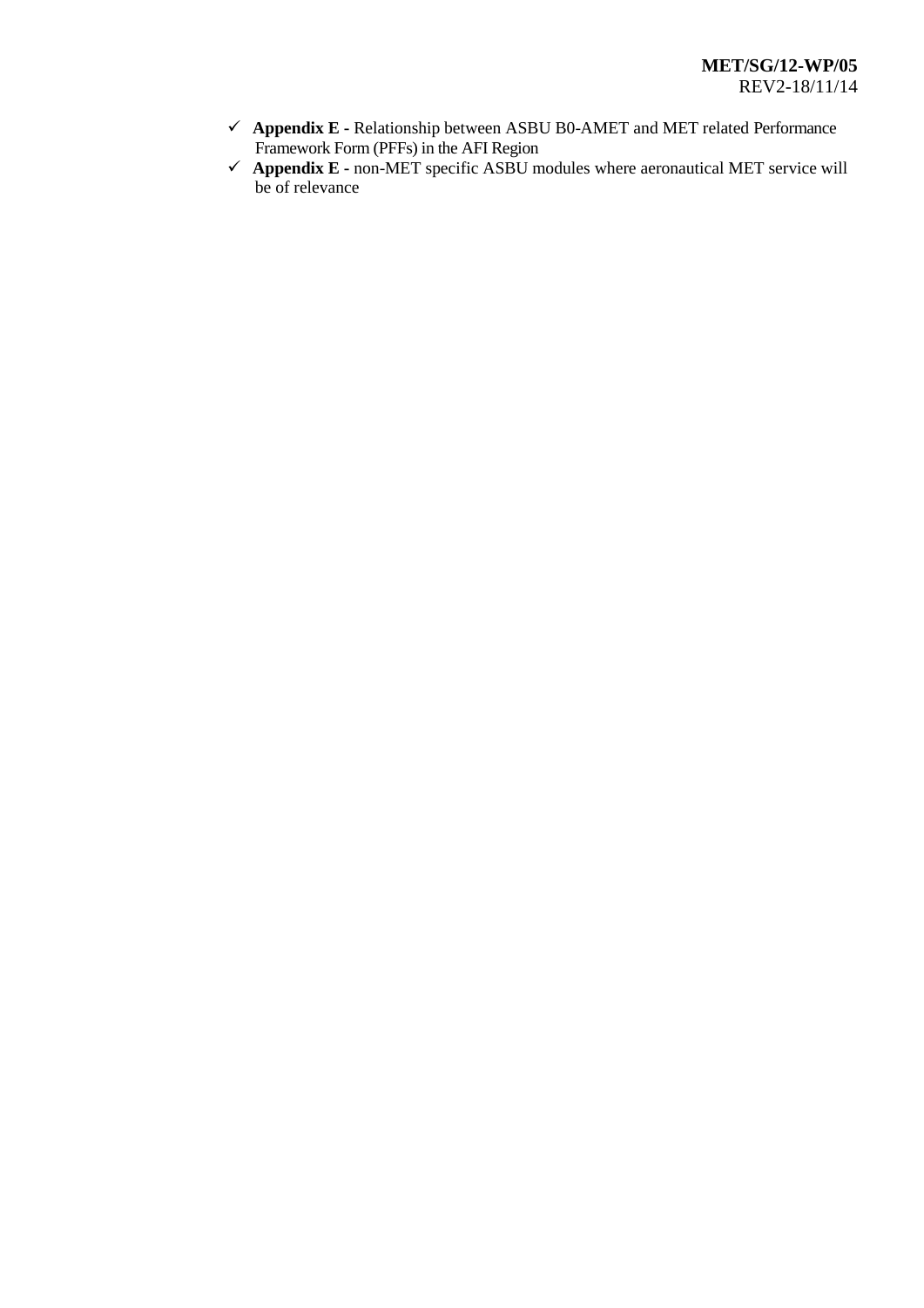- ✓ **Appendix E -** Relationship between ASBU B0-AMET and MET related Performance Framework Form (PFFs) in the AFI Region
- ✓ **Appendix E -** non-MET specific ASBU modules where aeronautical MET service will be of relevance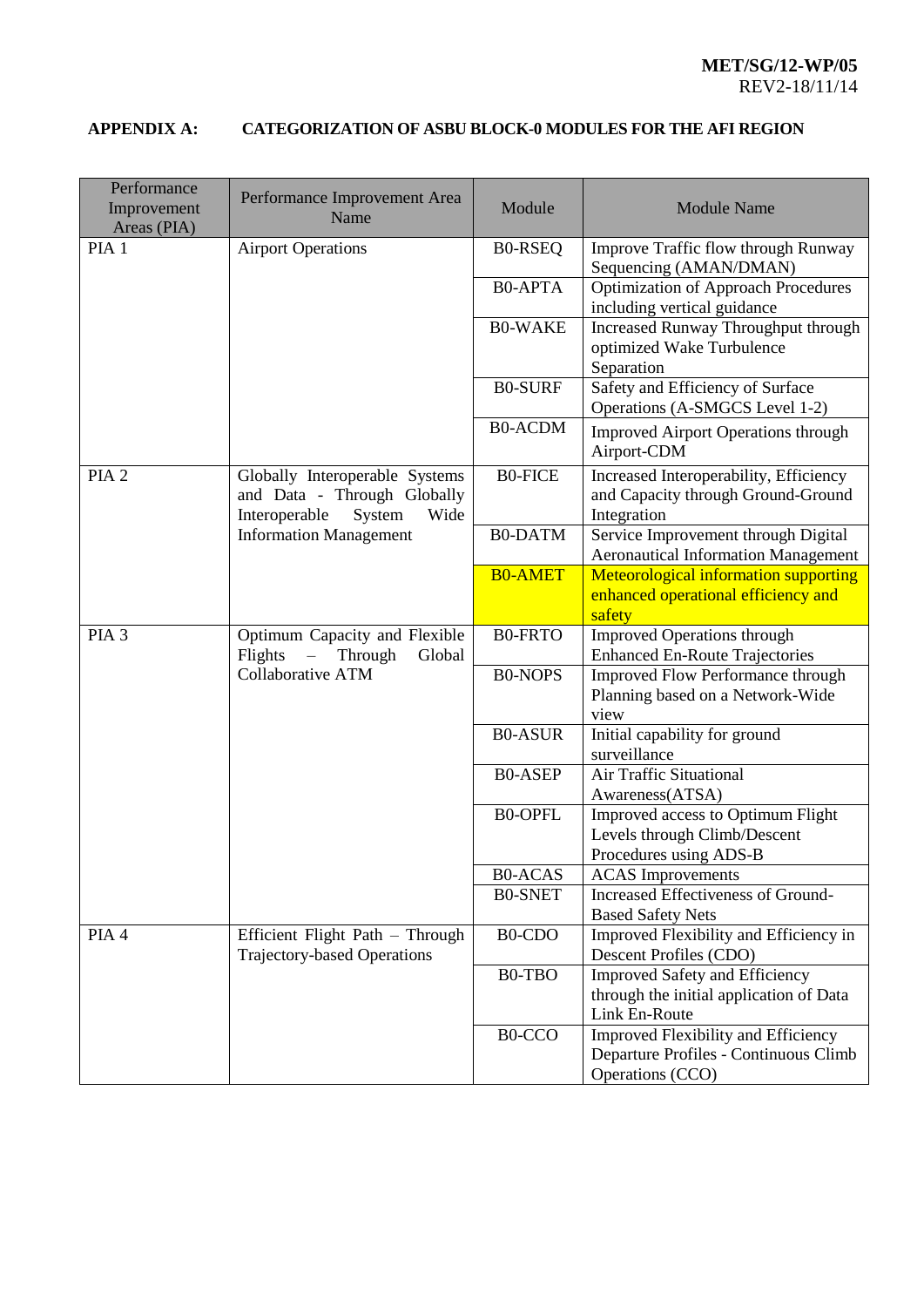**APPENDIX A: CATEGORIZATION OF ASBU BLOCK-0 MODULES FOR THE AFI REGION**

| Performance Improvement Areas (PIA) | Performance Improvement Area Name | Module | Module Name |
|---|---|---|---|
| PIA 1 | Airport Operations | B0-RSEQ | Improve Traffic flow through Runway Sequencing (AMAN/DMAN) |
| | | B0-APTA | Optimization of Approach Procedures including vertical guidance |
| | | B0-WAKE | Increased Runway Throughput through optimized Wake Turbulence Separation |
| | | B0-SURF | Safety and Efficiency of Surface Operations (A-SMGCS Level 1-2) |
| | | B0-ACDM | Improved Airport Operations through Airport-CDM |
| PIA 2 | Globally Interoperable Systems and Data - Through Globally Interoperable System Wide Information Management | B0-FICE | Increased Interoperability, Efficiency and Capacity through Ground-Ground Integration |
| | | B0-DATM | Service Improvement through Digital Aeronautical Information Management |
| | | B0-AMET | Meteorological information supporting enhanced operational efficiency and safety |
| PIA 3 | Optimum Capacity and Flexible Flights – Through Global Collaborative ATM | B0-FRTO | Improved Operations through Enhanced En-Route Trajectories |
| | | B0-NOPS | Improved Flow Performance through Planning based on a Network-Wide view |
| | | B0-ASUR | Initial capability for ground surveillance |
| | | B0-ASEP | Air Traffic Situational Awareness(ATSA) |
| | | B0-OPFL | Improved access to Optimum Flight Levels through Climb/Descent Procedures using ADS-B |
| | | B0-ACAS | ACAS Improvements |
| | | B0-SNET | Increased Effectiveness of Ground-Based Safety Nets |
| PIA 4 | Efficient Flight Path – Through Trajectory-based Operations | B0-CDO | Improved Flexibility and Efficiency in Descent Profiles (CDO) |
| | | B0-TBO | Improved Safety and Efficiency through the initial application of Data Link En-Route |
| | | B0-CCO | Improved Flexibility and Efficiency Departure Profiles - Continuous Climb Operations (CCO) |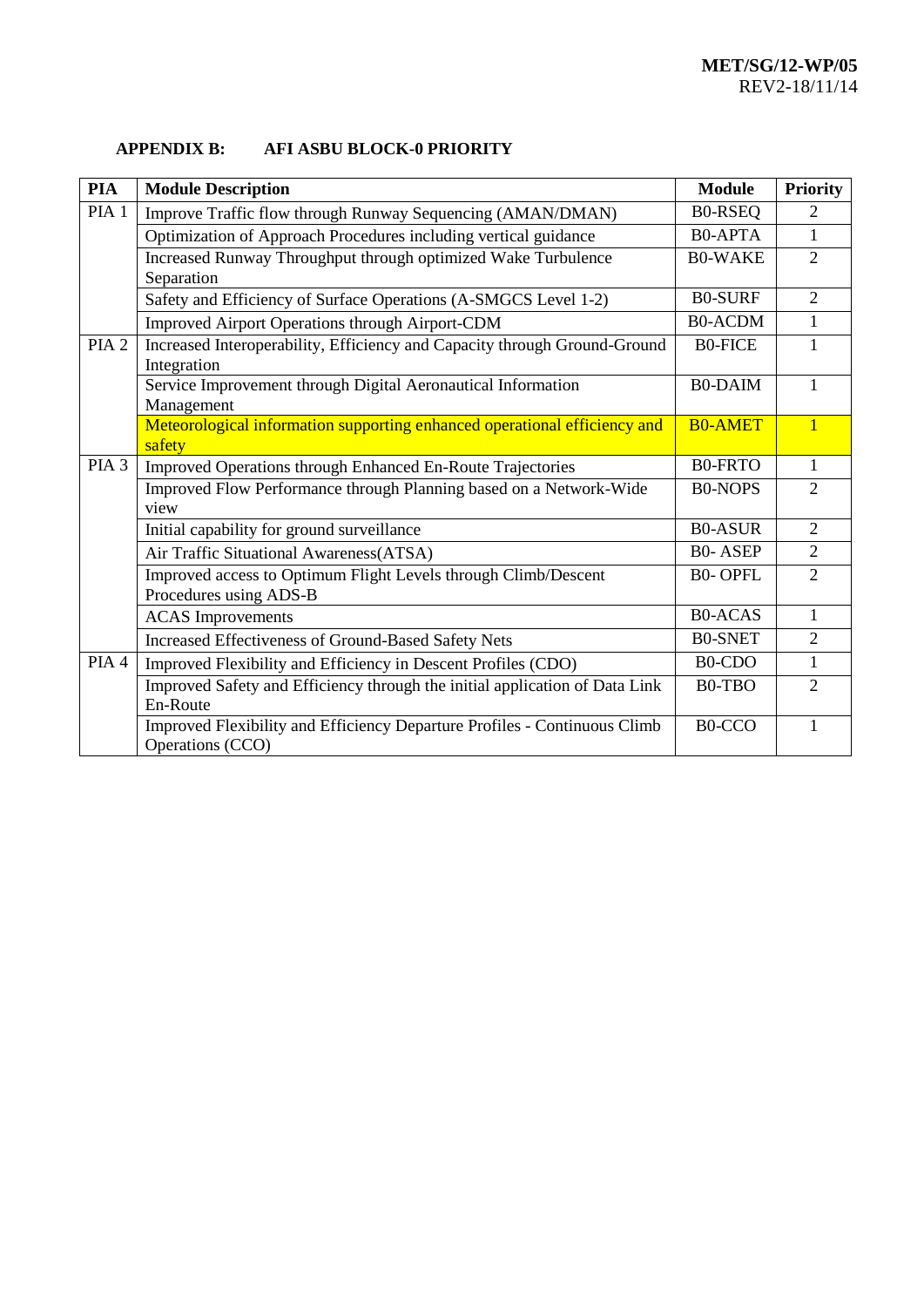**APPENDIX B: AFI ASBU BLOCK-0 PRIORITY**

| PIA | Module Description | Module | Priority |
|---|---|---|---|
| PIA 1 | Improve Traffic flow through Runway Sequencing (AMAN/DMAN) | B0-RSEQ | 2 |
| | Optimization of Approach Procedures including vertical guidance | B0-APTA | 1 |
| | Increased Runway Throughput through optimized Wake Turbulence Separation | B0-WAKE | 2 |
| | Safety and Efficiency of Surface Operations (A-SMGCS Level 1-2) | B0-SURF | 2 |
| | Improved Airport Operations through Airport-CDM | B0-ACDM | 1 |
| PIA 2 | Increased Interoperability, Efficiency and Capacity through Ground-Ground Integration | B0-FICE | 1 |
| | Service Improvement through Digital Aeronautical Information Management | B0-DAIM | 1 |
| | Meteorological information supporting enhanced operational efficiency and safety | B0-AMET | 1 |
| PIA 3 | Improved Operations through Enhanced En-Route Trajectories | B0-FRTO | 1 |
| | Improved Flow Performance through Planning based on a Network-Wide view | B0-NOPS | 2 |
| | Initial capability for ground surveillance | B0-ASUR | 2 |
| | Air Traffic Situational Awareness(ATSA) | B0- ASEP | 2 |
| | Improved access to Optimum Flight Levels through Climb/Descent Procedures using ADS-B | B0- OPFL | 2 |
| | ACAS Improvements | B0-ACAS | 1 |
| | Increased Effectiveness of Ground-Based Safety Nets | B0-SNET | 2 |
| PIA 4 | Improved Flexibility and Efficiency in Descent Profiles (CDO) | B0-CDO | 1 |
| | Improved Safety and Efficiency through the initial application of Data Link En-Route | B0-TBO | 2 |
| | Improved Flexibility and Efficiency Departure Profiles - Continuous Climb Operations (CCO) | B0-CCO | 1 |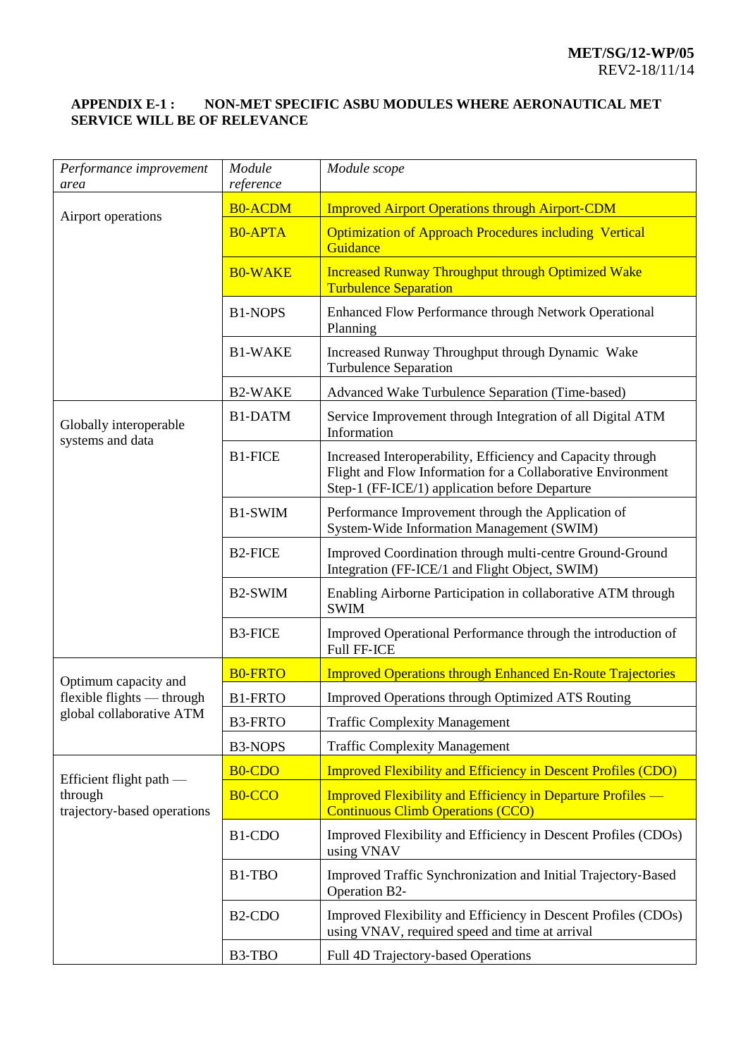**APPENDIX E-1 : NON-MET SPECIFIC ASBU MODULES WHERE AERONAUTICAL MET SERVICE WILL BE OF RELEVANCE**

| *Performance improvement area* | *Module reference* | *Module scope* |
|---|---|---|
| Airport operations | B0-ACDM | Improved Airport Operations through Airport-CDM |
| | B0-APTA | Optimization of Approach Procedures including Vertical Guidance |
| | B0-WAKE | Increased Runway Throughput through Optimized Wake Turbulence Separation |
| | B1-NOPS | Enhanced Flow Performance through Network Operational Planning |
| | B1-WAKE | Increased Runway Throughput through Dynamic Wake Turbulence Separation |
| | B2-WAKE | Advanced Wake Turbulence Separation (Time-based) |
| Globally interoperable systems and data | B1-DATM | Service Improvement through Integration of all Digital ATM Information |
| | B1-FICE | Increased Interoperability, Efficiency and Capacity through Flight and Flow Information for a Collaborative Environment Step-1 (FF-ICE/1) application before Departure |
| | B1-SWIM | Performance Improvement through the Application of System-Wide Information Management (SWIM) |
| | B2-FICE | Improved Coordination through multi-centre Ground-Ground Integration (FF-ICE/1 and Flight Object, SWIM) |
| | B2-SWIM | Enabling Airborne Participation in collaborative ATM through SWIM |
| | B3-FICE | Improved Operational Performance through the introduction of Full FF-ICE |
| Optimum capacity and flexible flights — through global collaborative ATM | B0-FRTO | Improved Operations through Enhanced En-Route Trajectories |
| | B1-FRTO | Improved Operations through Optimized ATS Routing |
| | B3-FRTO | Traffic Complexity Management |
| | B3-NOPS | Traffic Complexity Management |
| Efficient flight path — through trajectory-based operations | B0-CDO | Improved Flexibility and Efficiency in Descent Profiles (CDO) |
| | B0-CCO | Improved Flexibility and Efficiency in Departure Profiles — Continuous Climb Operations (CCO) |
| | B1-CDO | Improved Flexibility and Efficiency in Descent Profiles (CDOs) using VNAV |
| | B1-TBO | Improved Traffic Synchronization and Initial Trajectory-Based Operation B2- |
| | B2-CDO | Improved Flexibility and Efficiency in Descent Profiles (CDOs) using VNAV, required speed and time at arrival |
| | B3-TBO | Full 4D Trajectory-based Operations |